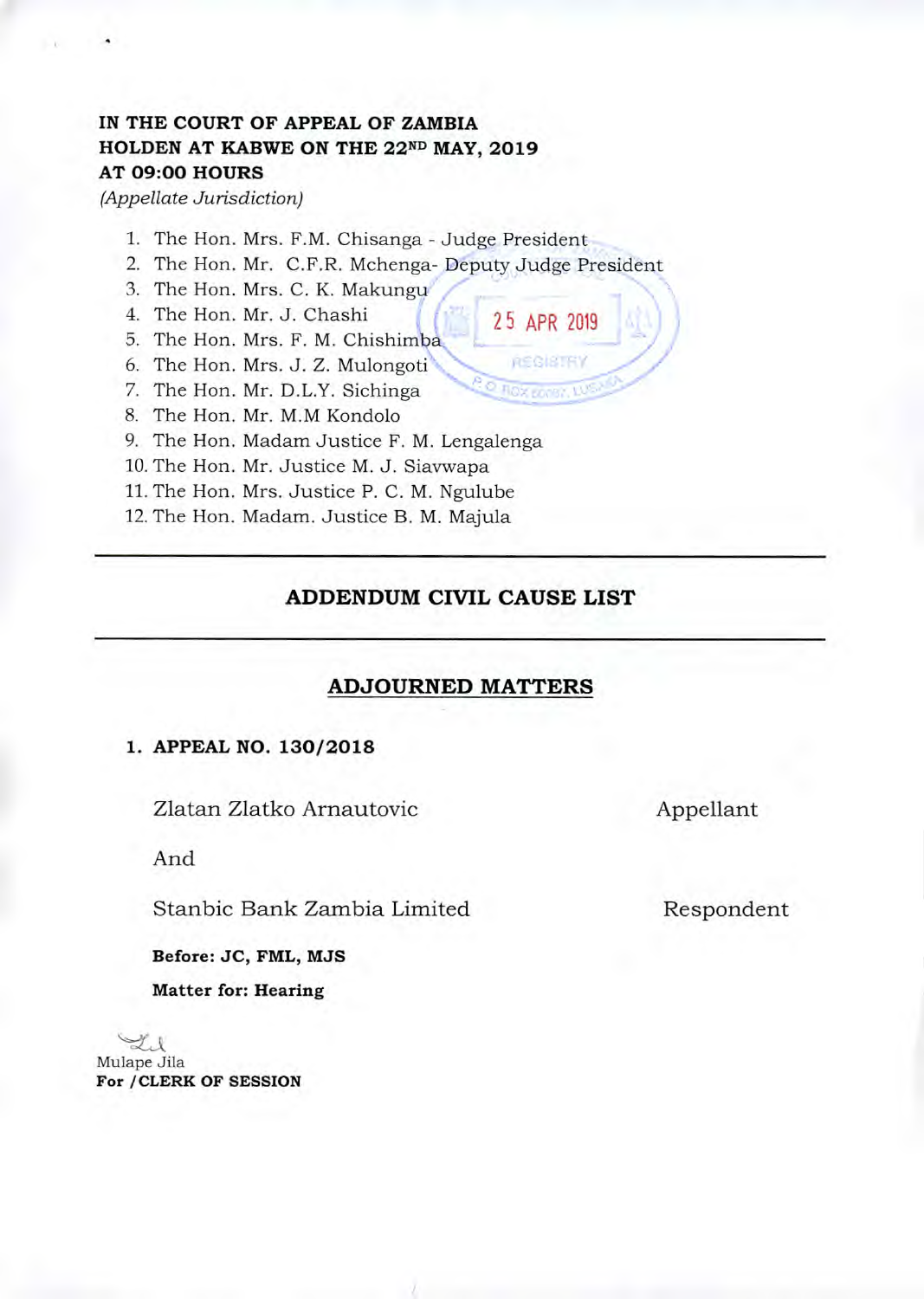**IN THE COURT OF APPEAL OF ZAMBIA**
**HOLDEN AT KABWE ON THE 22ND MAY, 2019**
**AT 09:00 HOURS**
*(Appellate Jurisdiction)*

1. The Hon. Mrs. F.M. Chisanga - Judge President
2. The Hon. Mr. C.F.R. Mchenga- Deputy Judge President
3. The Hon. Mrs. C. K. Makungu
4. The Hon. Mr. J. Chashi
5. The Hon. Mrs. F. M. Chishimba
6. The Hon. Mrs. J. Z. Mulongoti
7. The Hon. Mr. D.L.Y. Sichinga
8. The Hon. Mr. M.M Kondolo
9. The Hon. Madam Justice F. M. Lengalenga
10. The Hon. Mr. Justice M. J. Siavwapa
11. The Hon. Mrs. Justice P. C. M. Ngulube
12. The Hon. Madam. Justice B. M. Majula

25 APR 2019
REGISTRY
P.O BOX 50067, LUSAKA

---

## ADDENDUM CIVIL CAUSE LIST

---

### ADJOURNED MATTERS

**1. APPEAL NO. 130/2018**

Zlatan Zlatko Arnautovic — Appellant

And

Stanbic Bank Zambia Limited — Respondent

**Before: JC, FML, MJS**

**Matter for: Hearing**

Mulape Jila
**For /CLERK OF SESSION**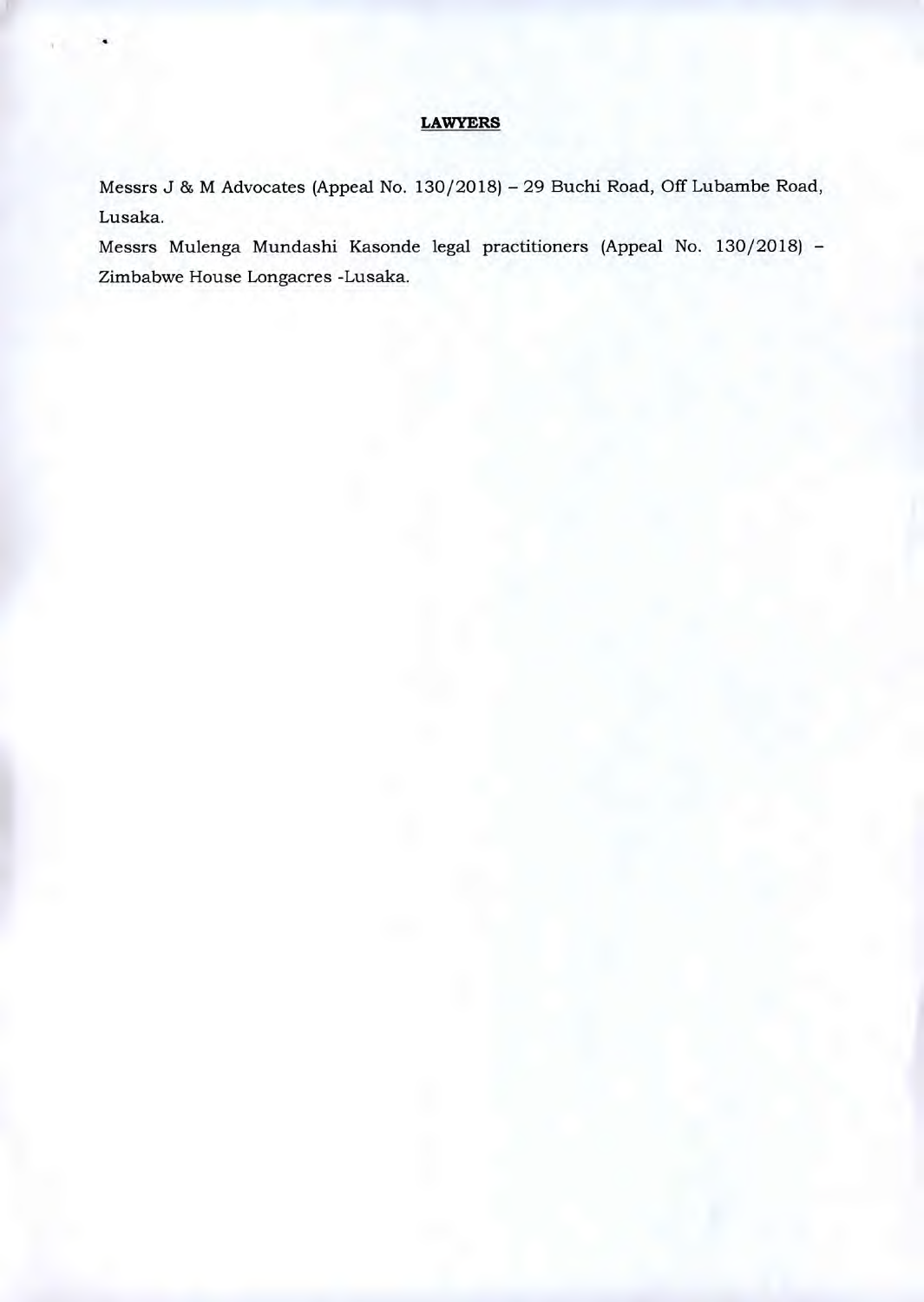**LAWYERS**

Messrs J & M Advocates (Appeal No. 130/2018) – 29 Buchi Road, Off Lubambe Road, Lusaka.

Messrs Mulenga Mundashi Kasonde legal practitioners (Appeal No. 130/2018) – Zimbabwe House Longacres -Lusaka.